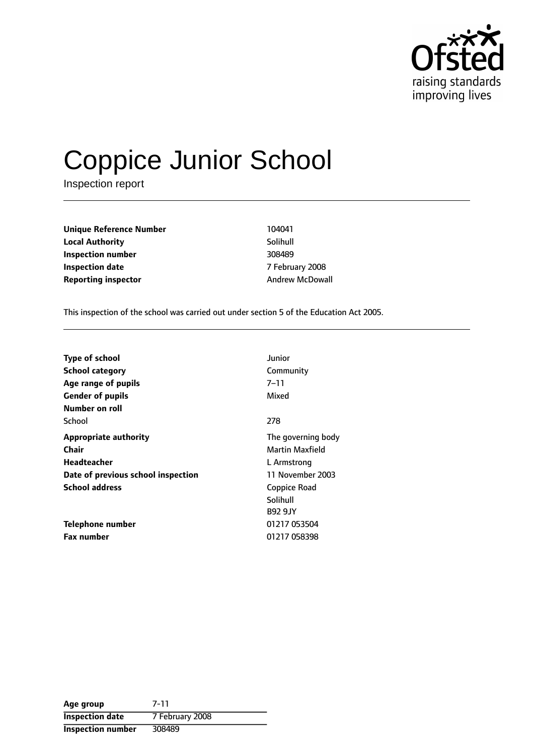# Coppice Junior School

Inspection report

| | |
|---|---|
| **Unique Reference Number** | 104041 |
| **Local Authority** | Solihull |
| **Inspection number** | 308489 |
| **Inspection date** | 7 February 2008 |
| **Reporting inspector** | Andrew McDowall |

This inspection of the school was carried out under section 5 of the Education Act 2005.

| | |
|---|---|
| **Type of school** | Junior |
| **School category** | Community |
| **Age range of pupils** | 7–11 |
| **Gender of pupils** | Mixed |
| **Number on roll** | |
| School | 278 |
| **Appropriate authority** | The governing body |
| **Chair** | Martin Maxfield |
| **Headteacher** | L Armstrong |
| **Date of previous school inspection** | 11 November 2003 |
| **School address** | Coppice Road<br>Solihull<br>B92 9JY |
| **Telephone number** | 01217 053504 |
| **Fax number** | 01217 058398 |

| | |
|---|---|
| **Age group** | 7-11 |
| **Inspection date** | 7 February 2008 |
| **Inspection number** | 308489 |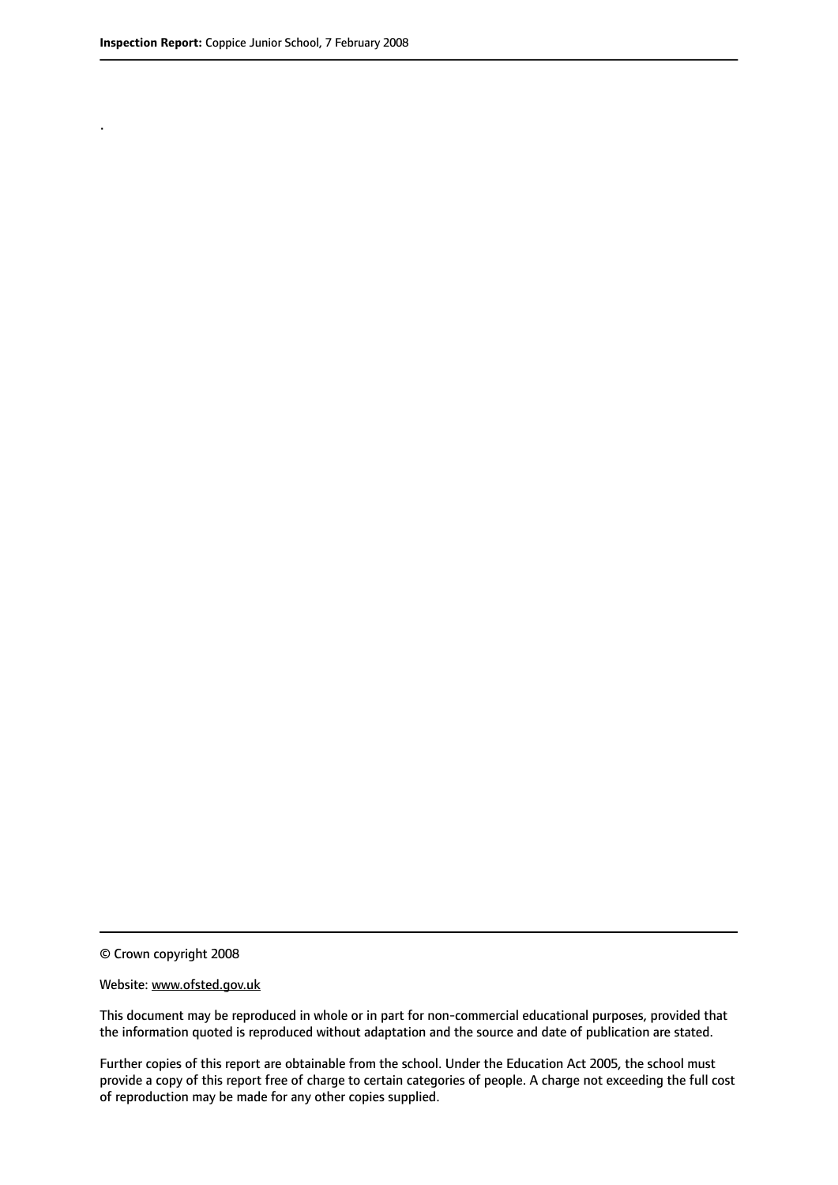.

© Crown copyright 2008

Website: www.ofsted.gov.uk

This document may be reproduced in whole or in part for non-commercial educational purposes, provided that the information quoted is reproduced without adaptation and the source and date of publication are stated.

Further copies of this report are obtainable from the school. Under the Education Act 2005, the school must provide a copy of this report free of charge to certain categories of people. A charge not exceeding the full cost of reproduction may be made for any other copies supplied.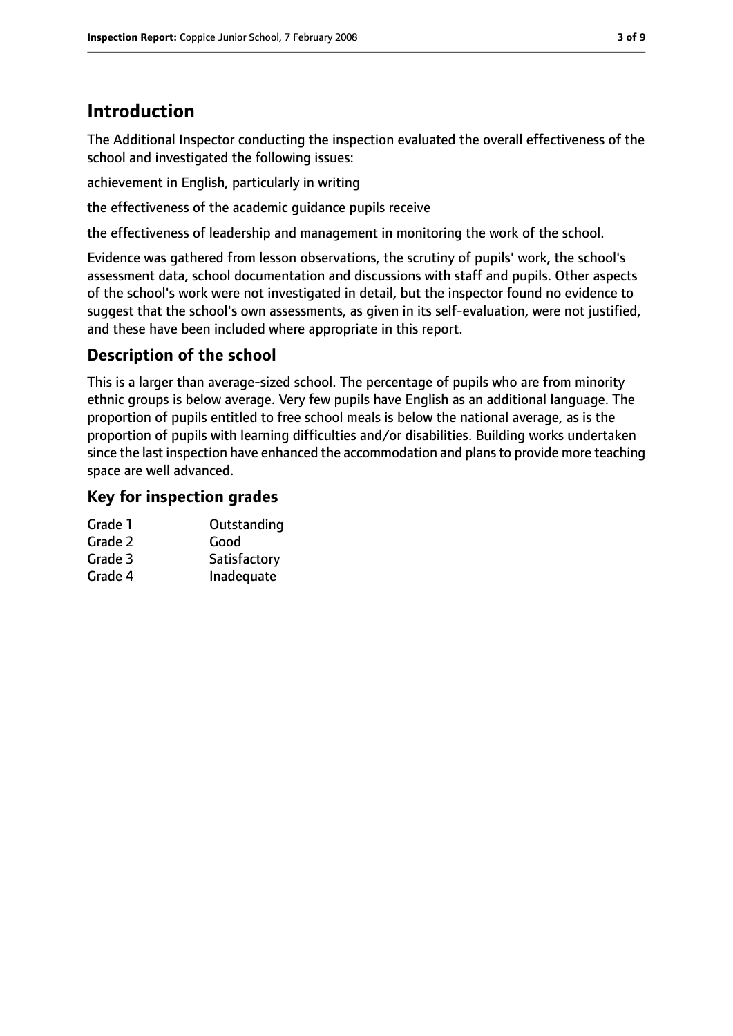# Introduction

The Additional Inspector conducting the inspection evaluated the overall effectiveness of the school and investigated the following issues:

achievement in English, particularly in writing

the effectiveness of the academic guidance pupils receive

the effectiveness of leadership and management in monitoring the work of the school.

Evidence was gathered from lesson observations, the scrutiny of pupils' work, the school's assessment data, school documentation and discussions with staff and pupils. Other aspects of the school's work were not investigated in detail, but the inspector found no evidence to suggest that the school's own assessments, as given in its self-evaluation, were not justified, and these have been included where appropriate in this report.

## Description of the school

This is a larger than average-sized school. The percentage of pupils who are from minority ethnic groups is below average. Very few pupils have English as an additional language. The proportion of pupils entitled to free school meals is below the national average, as is the proportion of pupils with learning difficulties and/or disabilities. Building works undertaken since the last inspection have enhanced the accommodation and plans to provide more teaching space are well advanced.

## Key for inspection grades

| | |
|---|---|
| Grade 1 | Outstanding |
| Grade 2 | Good |
| Grade 3 | Satisfactory |
| Grade 4 | Inadequate |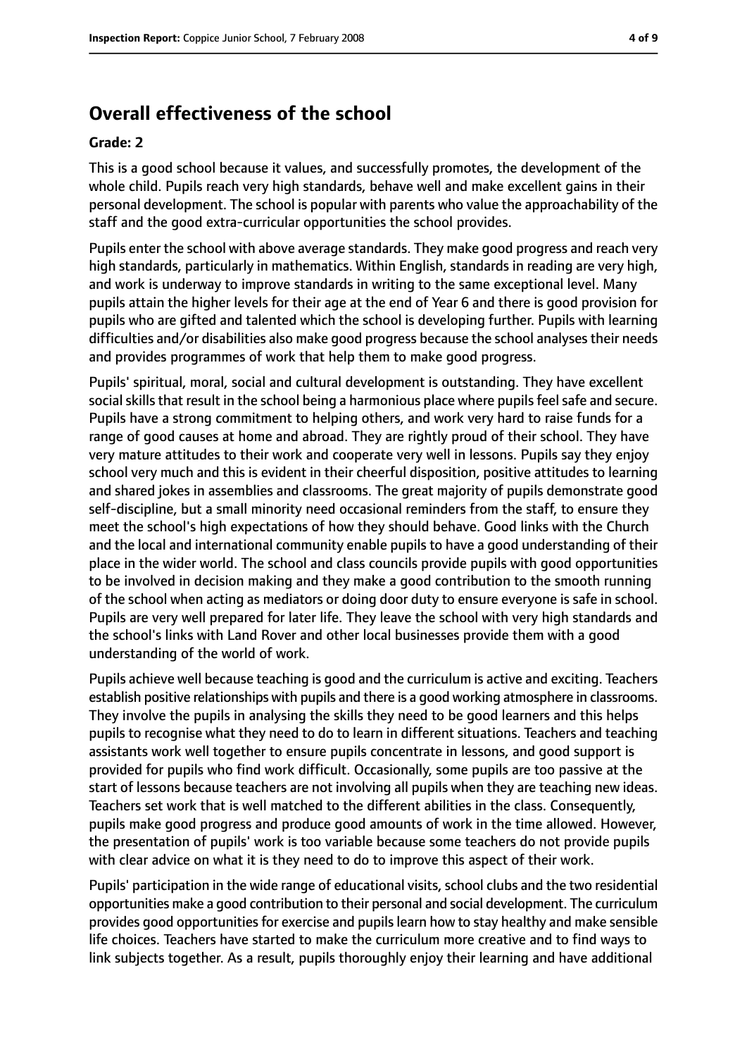## Overall effectiveness of the school

**Grade: 2**

This is a good school because it values, and successfully promotes, the development of the whole child. Pupils reach very high standards, behave well and make excellent gains in their personal development. The school is popular with parents who value the approachability of the staff and the good extra-curricular opportunities the school provides.

Pupils enter the school with above average standards. They make good progress and reach very high standards, particularly in mathematics. Within English, standards in reading are very high, and work is underway to improve standards in writing to the same exceptional level. Many pupils attain the higher levels for their age at the end of Year 6 and there is good provision for pupils who are gifted and talented which the school is developing further. Pupils with learning difficulties and/or disabilities also make good progress because the school analyses their needs and provides programmes of work that help them to make good progress.

Pupils' spiritual, moral, social and cultural development is outstanding. They have excellent social skills that result in the school being a harmonious place where pupils feel safe and secure. Pupils have a strong commitment to helping others, and work very hard to raise funds for a range of good causes at home and abroad. They are rightly proud of their school. They have very mature attitudes to their work and cooperate very well in lessons. Pupils say they enjoy school very much and this is evident in their cheerful disposition, positive attitudes to learning and shared jokes in assemblies and classrooms. The great majority of pupils demonstrate good self-discipline, but a small minority need occasional reminders from the staff, to ensure they meet the school's high expectations of how they should behave. Good links with the Church and the local and international community enable pupils to have a good understanding of their place in the wider world. The school and class councils provide pupils with good opportunities to be involved in decision making and they make a good contribution to the smooth running of the school when acting as mediators or doing door duty to ensure everyone is safe in school. Pupils are very well prepared for later life. They leave the school with very high standards and the school's links with Land Rover and other local businesses provide them with a good understanding of the world of work.

Pupils achieve well because teaching is good and the curriculum is active and exciting. Teachers establish positive relationships with pupils and there is a good working atmosphere in classrooms. They involve the pupils in analysing the skills they need to be good learners and this helps pupils to recognise what they need to do to learn in different situations. Teachers and teaching assistants work well together to ensure pupils concentrate in lessons, and good support is provided for pupils who find work difficult. Occasionally, some pupils are too passive at the start of lessons because teachers are not involving all pupils when they are teaching new ideas. Teachers set work that is well matched to the different abilities in the class. Consequently, pupils make good progress and produce good amounts of work in the time allowed. However, the presentation of pupils' work is too variable because some teachers do not provide pupils with clear advice on what it is they need to do to improve this aspect of their work.

Pupils' participation in the wide range of educational visits, school clubs and the two residential opportunities make a good contribution to their personal and social development. The curriculum provides good opportunities for exercise and pupils learn how to stay healthy and make sensible life choices. Teachers have started to make the curriculum more creative and to find ways to link subjects together. As a result, pupils thoroughly enjoy their learning and have additional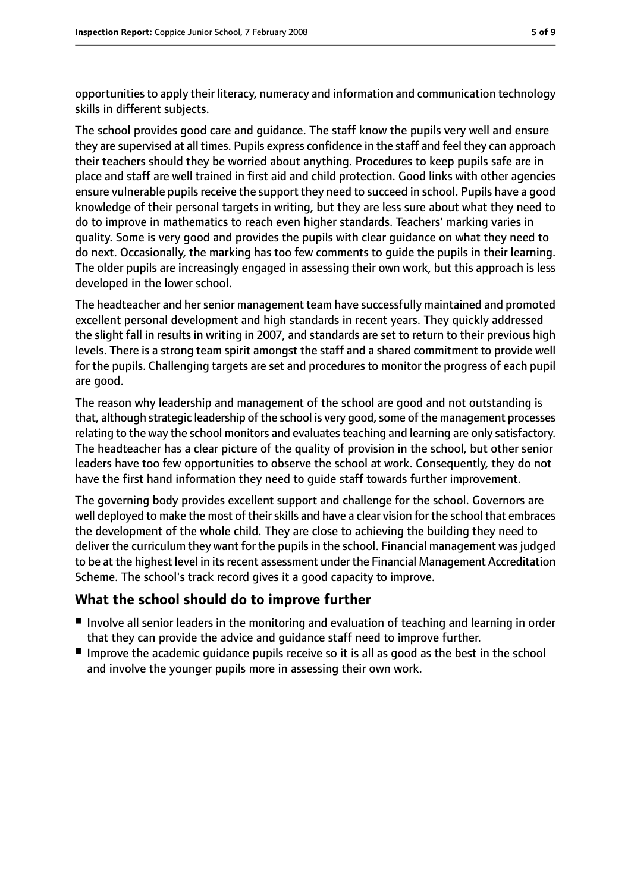opportunities to apply their literacy, numeracy and information and communication technology skills in different subjects.

The school provides good care and guidance. The staff know the pupils very well and ensure they are supervised at all times. Pupils express confidence in the staff and feel they can approach their teachers should they be worried about anything. Procedures to keep pupils safe are in place and staff are well trained in first aid and child protection. Good links with other agencies ensure vulnerable pupils receive the support they need to succeed in school. Pupils have a good knowledge of their personal targets in writing, but they are less sure about what they need to do to improve in mathematics to reach even higher standards. Teachers' marking varies in quality. Some is very good and provides the pupils with clear guidance on what they need to do next. Occasionally, the marking has too few comments to guide the pupils in their learning. The older pupils are increasingly engaged in assessing their own work, but this approach is less developed in the lower school.

The headteacher and her senior management team have successfully maintained and promoted excellent personal development and high standards in recent years. They quickly addressed the slight fall in results in writing in 2007, and standards are set to return to their previous high levels. There is a strong team spirit amongst the staff and a shared commitment to provide well for the pupils. Challenging targets are set and procedures to monitor the progress of each pupil are good.

The reason why leadership and management of the school are good and not outstanding is that, although strategic leadership of the school is very good, some of the management processes relating to the way the school monitors and evaluates teaching and learning are only satisfactory. The headteacher has a clear picture of the quality of provision in the school, but other senior leaders have too few opportunities to observe the school at work. Consequently, they do not have the first hand information they need to guide staff towards further improvement.

The governing body provides excellent support and challenge for the school. Governors are well deployed to make the most of their skills and have a clear vision for the school that embraces the development of the whole child. They are close to achieving the building they need to deliver the curriculum they want for the pupils in the school. Financial management was judged to be at the highest level in its recent assessment under the Financial Management Accreditation Scheme. The school's track record gives it a good capacity to improve.

## What the school should do to improve further

- Involve all senior leaders in the monitoring and evaluation of teaching and learning in order that they can provide the advice and guidance staff need to improve further.
- Improve the academic guidance pupils receive so it is all as good as the best in the school and involve the younger pupils more in assessing their own work.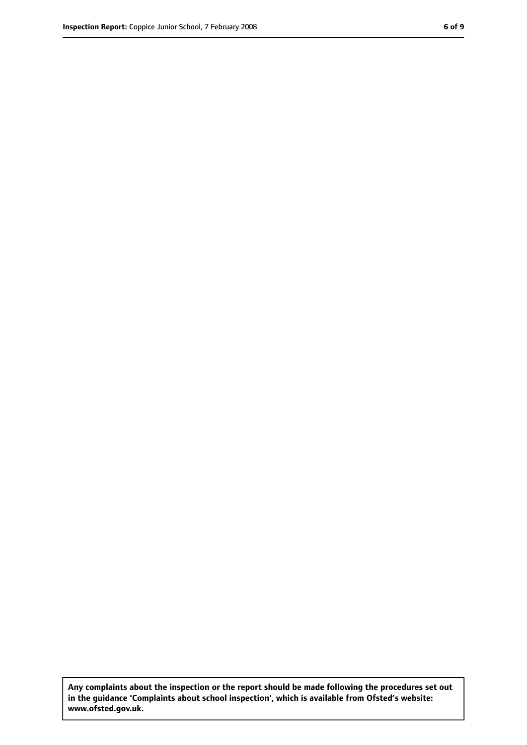Any complaints about the inspection or the report should be made following the procedures set out in the guidance 'Complaints about school inspection', which is available from Ofsted's website: www.ofsted.gov.uk.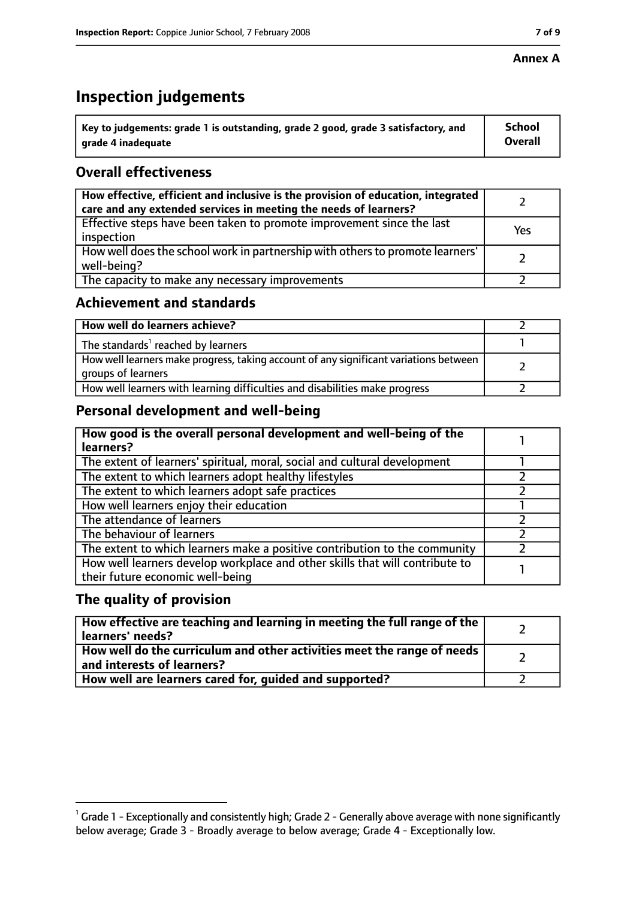**Annex A**

# Inspection judgements

| Key to judgements: grade 1 is outstanding, grade 2 good, grade 3 satisfactory, and grade 4 inadequate | School Overall |
|---|---|

## Overall effectiveness

| | |
|---|---|
| **How effective, efficient and inclusive is the provision of education, integrated care and any extended services in meeting the needs of learners?** | 2 |
| Effective steps have been taken to promote improvement since the last inspection | Yes |
| How well does the school work in partnership with others to promote learners' well-being? | 2 |
| The capacity to make any necessary improvements | 2 |

## Achievement and standards

| | |
|---|---|
| **How well do learners achieve?** | 2 |
| The standards[1] reached by learners | 1 |
| How well learners make progress, taking account of any significant variations between groups of learners | 2 |
| How well learners with learning difficulties and disabilities make progress | 2 |

## Personal development and well-being

| | |
|---|---|
| **How good is the overall personal development and well-being of the learners?** | 1 |
| The extent of learners' spiritual, moral, social and cultural development | 1 |
| The extent to which learners adopt healthy lifestyles | 2 |
| The extent to which learners adopt safe practices | 2 |
| How well learners enjoy their education | 1 |
| The attendance of learners | 2 |
| The behaviour of learners | 2 |
| The extent to which learners make a positive contribution to the community | 2 |
| How well learners develop workplace and other skills that will contribute to their future economic well-being | 1 |

## The quality of provision

| | |
|---|---|
| **How effective are teaching and learning in meeting the full range of the learners' needs?** | 2 |
| **How well do the curriculum and other activities meet the range of needs and interests of learners?** | 2 |
| **How well are learners cared for, guided and supported?** | 2 |

[1] Grade 1 - Exceptionally and consistently high; Grade 2 - Generally above average with none significantly below average; Grade 3 - Broadly average to below average; Grade 4 - Exceptionally low.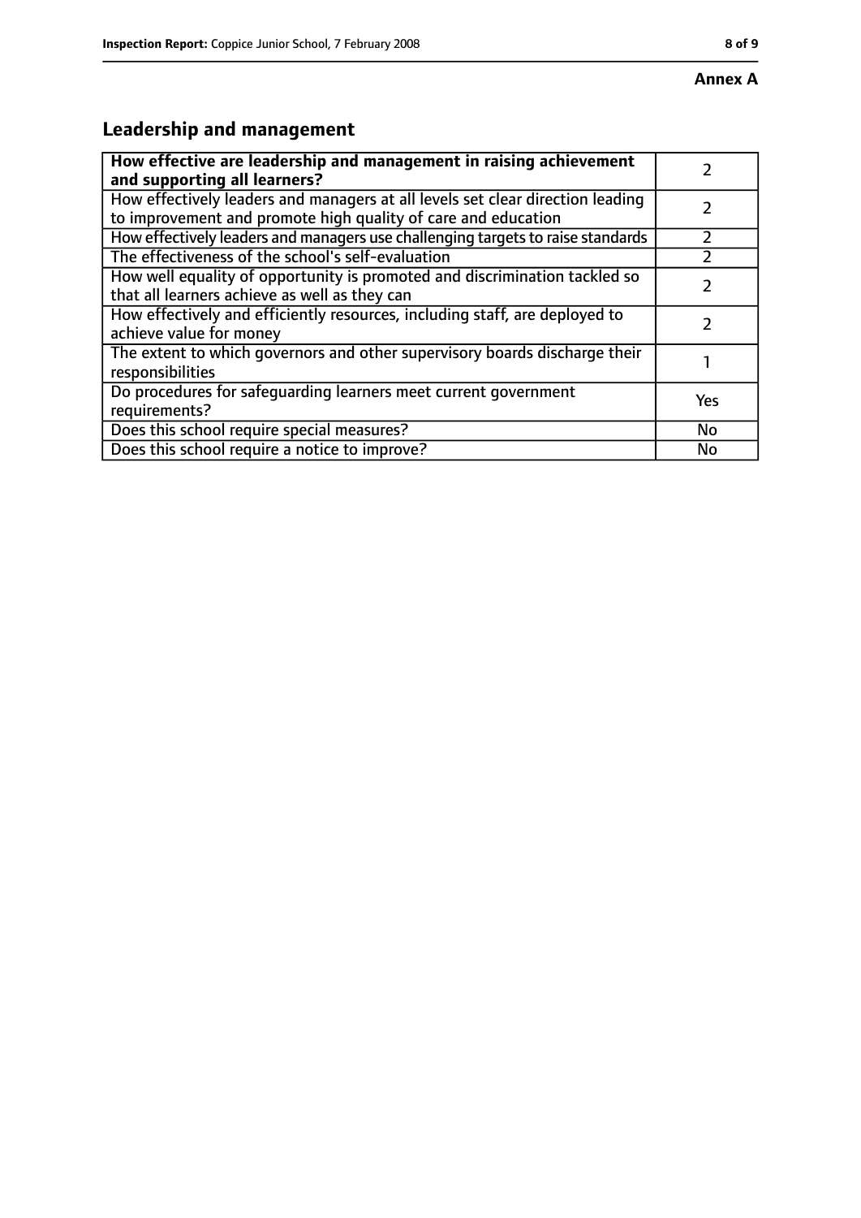**Annex A**

## Leadership and management

| How effective are leadership and management in raising achievement and supporting all learners? | 2 |
|---|---|
| How effectively leaders and managers at all levels set clear direction leading to improvement and promote high quality of care and education | 2 |
| How effectively leaders and managers use challenging targets to raise standards | 2 |
| The effectiveness of the school's self-evaluation | 2 |
| How well equality of opportunity is promoted and discrimination tackled so that all learners achieve as well as they can | 2 |
| How effectively and efficiently resources, including staff, are deployed to achieve value for money | 2 |
| The extent to which governors and other supervisory boards discharge their responsibilities | 1 |
| Do procedures for safeguarding learners meet current government requirements? | Yes |
| Does this school require special measures? | No |
| Does this school require a notice to improve? | No |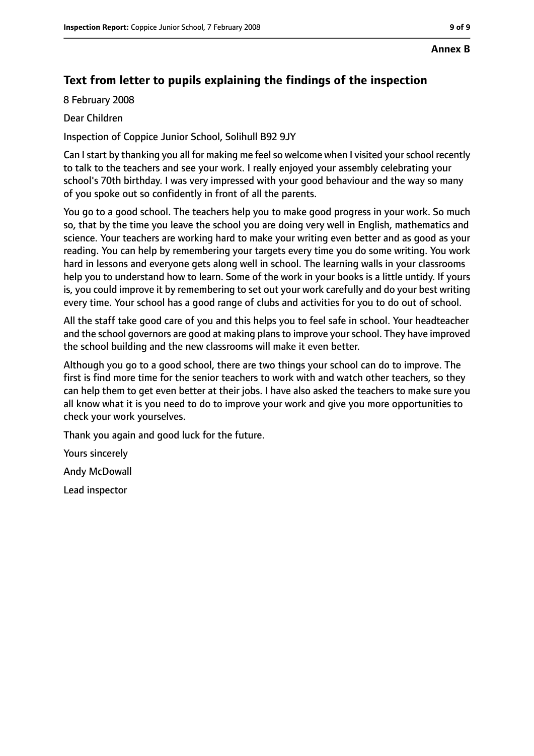**Annex B**

## Text from letter to pupils explaining the findings of the inspection

8 February 2008

Dear Children

Inspection of Coppice Junior School, Solihull B92 9JY

Can I start by thanking you all for making me feel so welcome when I visited your school recently to talk to the teachers and see your work. I really enjoyed your assembly celebrating your school's 70th birthday. I was very impressed with your good behaviour and the way so many of you spoke out so confidently in front of all the parents.

You go to a good school. The teachers help you to make good progress in your work. So much so, that by the time you leave the school you are doing very well in English, mathematics and science. Your teachers are working hard to make your writing even better and as good as your reading. You can help by remembering your targets every time you do some writing. You work hard in lessons and everyone gets along well in school. The learning walls in your classrooms help you to understand how to learn. Some of the work in your books is a little untidy. If yours is, you could improve it by remembering to set out your work carefully and do your best writing every time. Your school has a good range of clubs and activities for you to do out of school.

All the staff take good care of you and this helps you to feel safe in school. Your headteacher and the school governors are good at making plans to improve your school. They have improved the school building and the new classrooms will make it even better.

Although you go to a good school, there are two things your school can do to improve. The first is find more time for the senior teachers to work with and watch other teachers, so they can help them to get even better at their jobs. I have also asked the teachers to make sure you all know what it is you need to do to improve your work and give you more opportunities to check your work yourselves.

Thank you again and good luck for the future.

Yours sincerely

Andy McDowall

Lead inspector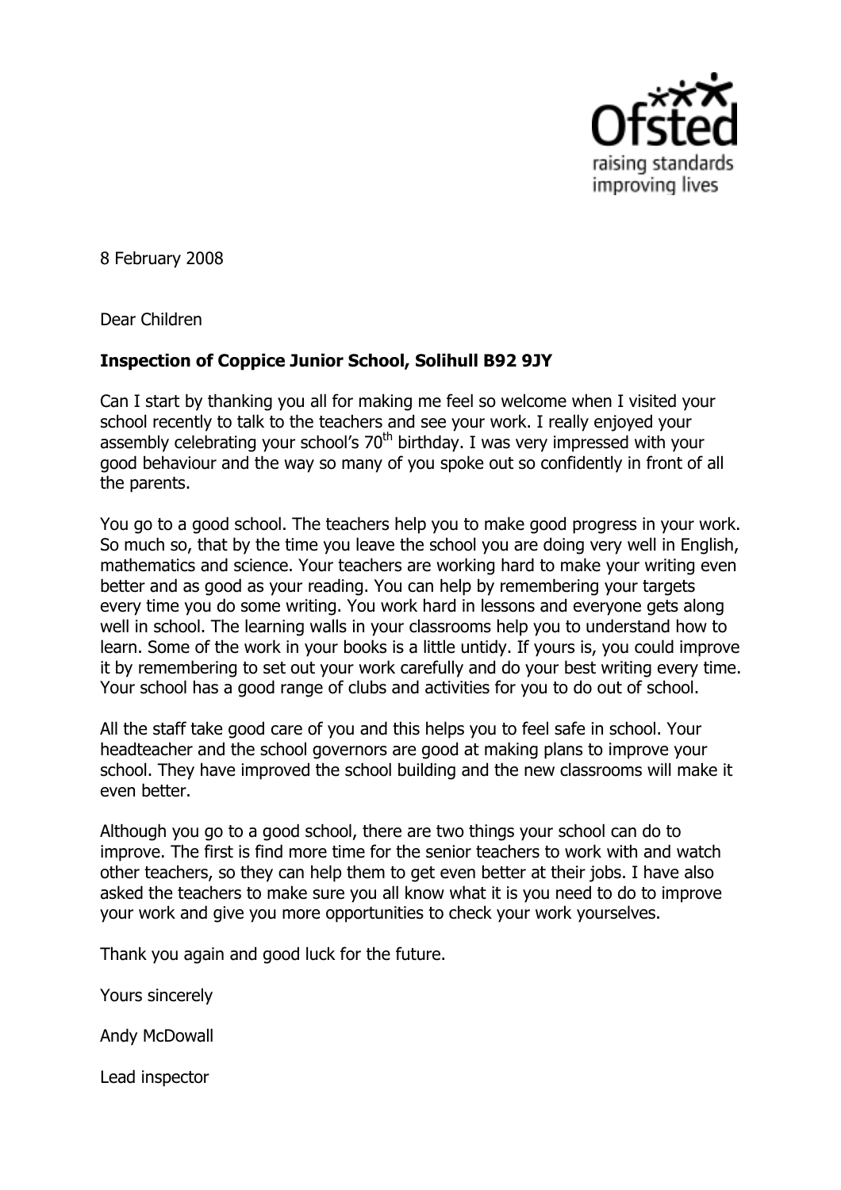8 February 2008

Dear Children

**Inspection of Coppice Junior School, Solihull B92 9JY**

Can I start by thanking you all for making me feel so welcome when I visited your school recently to talk to the teachers and see your work. I really enjoyed your assembly celebrating your school's 70th birthday. I was very impressed with your good behaviour and the way so many of you spoke out so confidently in front of all the parents.

You go to a good school. The teachers help you to make good progress in your work. So much so, that by the time you leave the school you are doing very well in English, mathematics and science. Your teachers are working hard to make your writing even better and as good as your reading. You can help by remembering your targets every time you do some writing. You work hard in lessons and everyone gets along well in school. The learning walls in your classrooms help you to understand how to learn. Some of the work in your books is a little untidy. If yours is, you could improve it by remembering to set out your work carefully and do your best writing every time. Your school has a good range of clubs and activities for you to do out of school.

All the staff take good care of you and this helps you to feel safe in school. Your headteacher and the school governors are good at making plans to improve your school. They have improved the school building and the new classrooms will make it even better.

Although you go to a good school, there are two things your school can do to improve. The first is find more time for the senior teachers to work with and watch other teachers, so they can help them to get even better at their jobs. I have also asked the teachers to make sure you all know what it is you need to do to improve your work and give you more opportunities to check your work yourselves.

Thank you again and good luck for the future.

Yours sincerely

Andy McDowall

Lead inspector